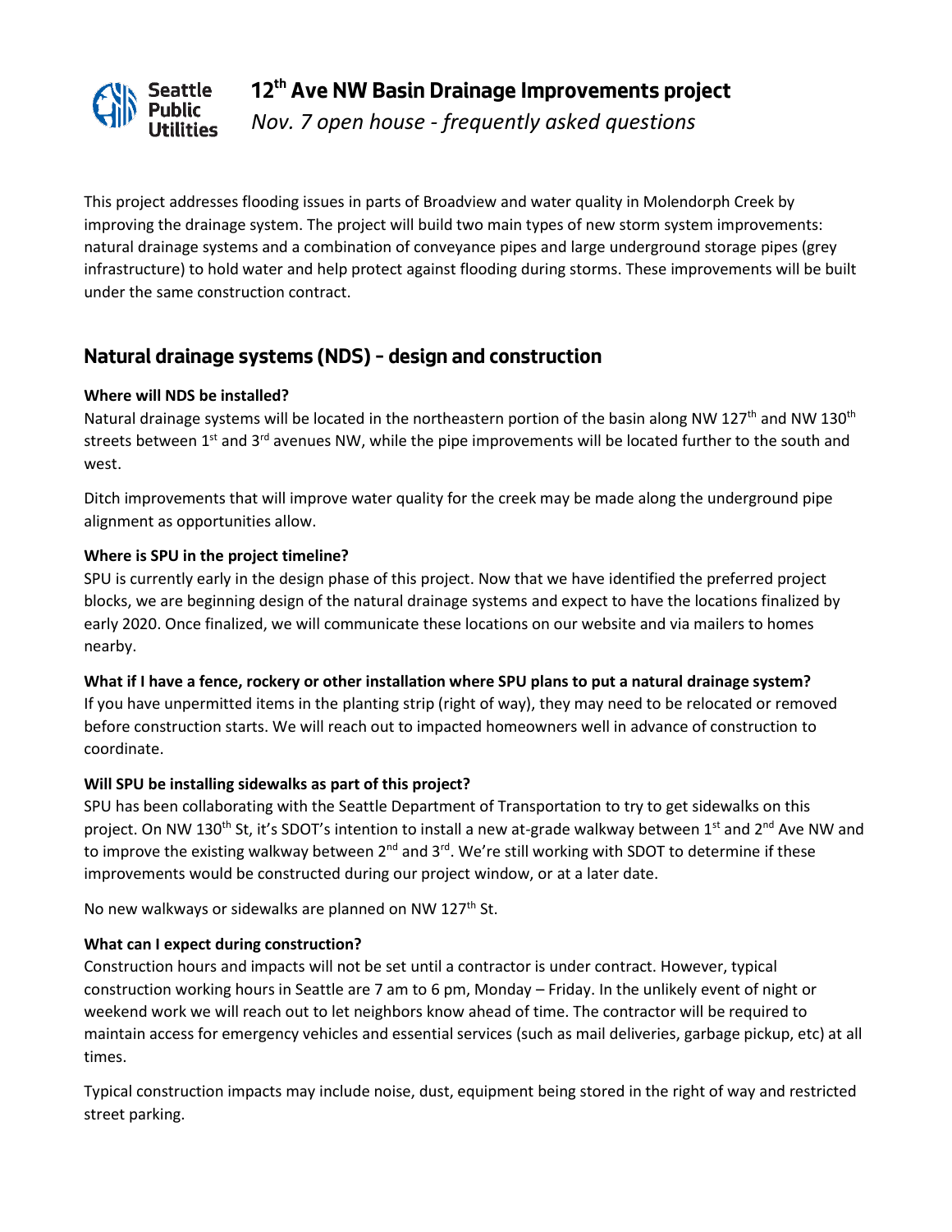# 12th Ave NW Basin Drainage Improvements project

*Nov. 7 open house - frequently asked questions*

This project addresses flooding issues in parts of Broadview and water quality in Molendorph Creek by improving the drainage system. The project will build two main types of new storm system improvements: natural drainage systems and a combination of conveyance pipes and large underground storage pipes (grey infrastructure) to hold water and help protect against flooding during storms. These improvements will be built under the same construction contract.

## Natural drainage systems (NDS) – design and construction

**Where will NDS be installed?**

Natural drainage systems will be located in the northeastern portion of the basin along NW 127th and NW 130th streets between 1st and 3rd avenues NW, while the pipe improvements will be located further to the south and west.

Ditch improvements that will improve water quality for the creek may be made along the underground pipe alignment as opportunities allow.

**Where is SPU in the project timeline?**

SPU is currently early in the design phase of this project. Now that we have identified the preferred project blocks, we are beginning design of the natural drainage systems and expect to have the locations finalized by early 2020. Once finalized, we will communicate these locations on our website and via mailers to homes nearby.

**What if I have a fence, rockery or other installation where SPU plans to put a natural drainage system?**

If you have unpermitted items in the planting strip (right of way), they may need to be relocated or removed before construction starts. We will reach out to impacted homeowners well in advance of construction to coordinate.

**Will SPU be installing sidewalks as part of this project?**

SPU has been collaborating with the Seattle Department of Transportation to try to get sidewalks on this project. On NW 130th St, it's SDOT's intention to install a new at-grade walkway between 1st and 2nd Ave NW and to improve the existing walkway between 2nd and 3rd. We're still working with SDOT to determine if these improvements would be constructed during our project window, or at a later date.

No new walkways or sidewalks are planned on NW 127th St.

**What can I expect during construction?**

Construction hours and impacts will not be set until a contractor is under contract. However, typical construction working hours in Seattle are 7 am to 6 pm, Monday – Friday. In the unlikely event of night or weekend work we will reach out to let neighbors know ahead of time. The contractor will be required to maintain access for emergency vehicles and essential services (such as mail deliveries, garbage pickup, etc) at all times.

Typical construction impacts may include noise, dust, equipment being stored in the right of way and restricted street parking.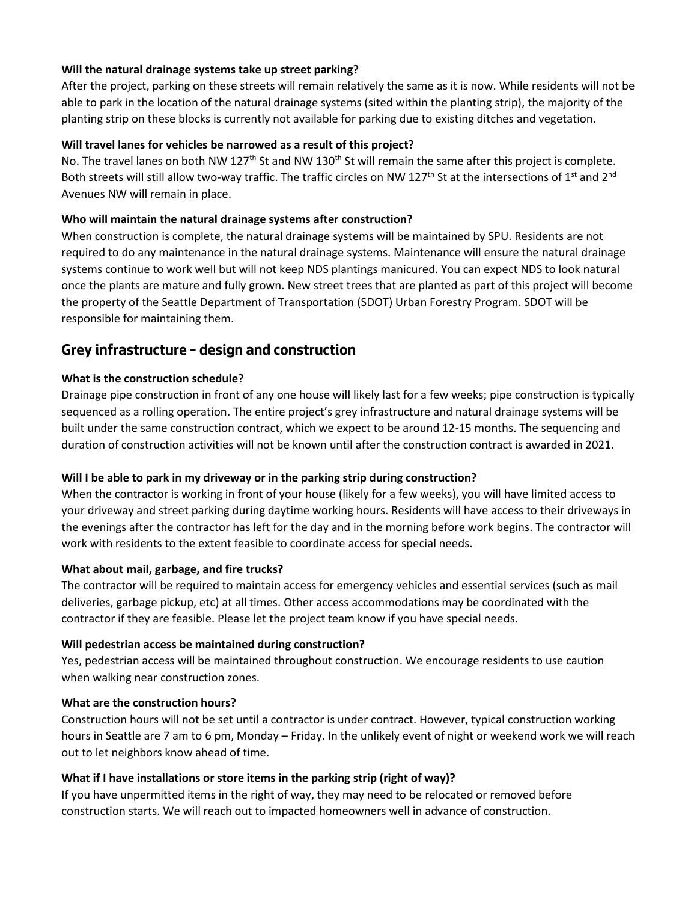**Will the natural drainage systems take up street parking?**

After the project, parking on these streets will remain relatively the same as it is now. While residents will not be able to park in the location of the natural drainage systems (sited within the planting strip), the majority of the planting strip on these blocks is currently not available for parking due to existing ditches and vegetation.

**Will travel lanes for vehicles be narrowed as a result of this project?**

No. The travel lanes on both NW 127th St and NW 130th St will remain the same after this project is complete. Both streets will still allow two-way traffic. The traffic circles on NW 127th St at the intersections of 1st and 2nd Avenues NW will remain in place.

**Who will maintain the natural drainage systems after construction?**

When construction is complete, the natural drainage systems will be maintained by SPU. Residents are not required to do any maintenance in the natural drainage systems. Maintenance will ensure the natural drainage systems continue to work well but will not keep NDS plantings manicured. You can expect NDS to look natural once the plants are mature and fully grown. New street trees that are planted as part of this project will become the property of the Seattle Department of Transportation (SDOT) Urban Forestry Program. SDOT will be responsible for maintaining them.

## Grey infrastructure – design and construction

**What is the construction schedule?**

Drainage pipe construction in front of any one house will likely last for a few weeks; pipe construction is typically sequenced as a rolling operation. The entire project's grey infrastructure and natural drainage systems will be built under the same construction contract, which we expect to be around 12-15 months. The sequencing and duration of construction activities will not be known until after the construction contract is awarded in 2021.

**Will I be able to park in my driveway or in the parking strip during construction?**

When the contractor is working in front of your house (likely for a few weeks), you will have limited access to your driveway and street parking during daytime working hours. Residents will have access to their driveways in the evenings after the contractor has left for the day and in the morning before work begins. The contractor will work with residents to the extent feasible to coordinate access for special needs.

**What about mail, garbage, and fire trucks?**

The contractor will be required to maintain access for emergency vehicles and essential services (such as mail deliveries, garbage pickup, etc) at all times. Other access accommodations may be coordinated with the contractor if they are feasible. Please let the project team know if you have special needs.

**Will pedestrian access be maintained during construction?**

Yes, pedestrian access will be maintained throughout construction. We encourage residents to use caution when walking near construction zones.

**What are the construction hours?**

Construction hours will not be set until a contractor is under contract. However, typical construction working hours in Seattle are 7 am to 6 pm, Monday – Friday. In the unlikely event of night or weekend work we will reach out to let neighbors know ahead of time.

**What if I have installations or store items in the parking strip (right of way)?**

If you have unpermitted items in the right of way, they may need to be relocated or removed before construction starts. We will reach out to impacted homeowners well in advance of construction.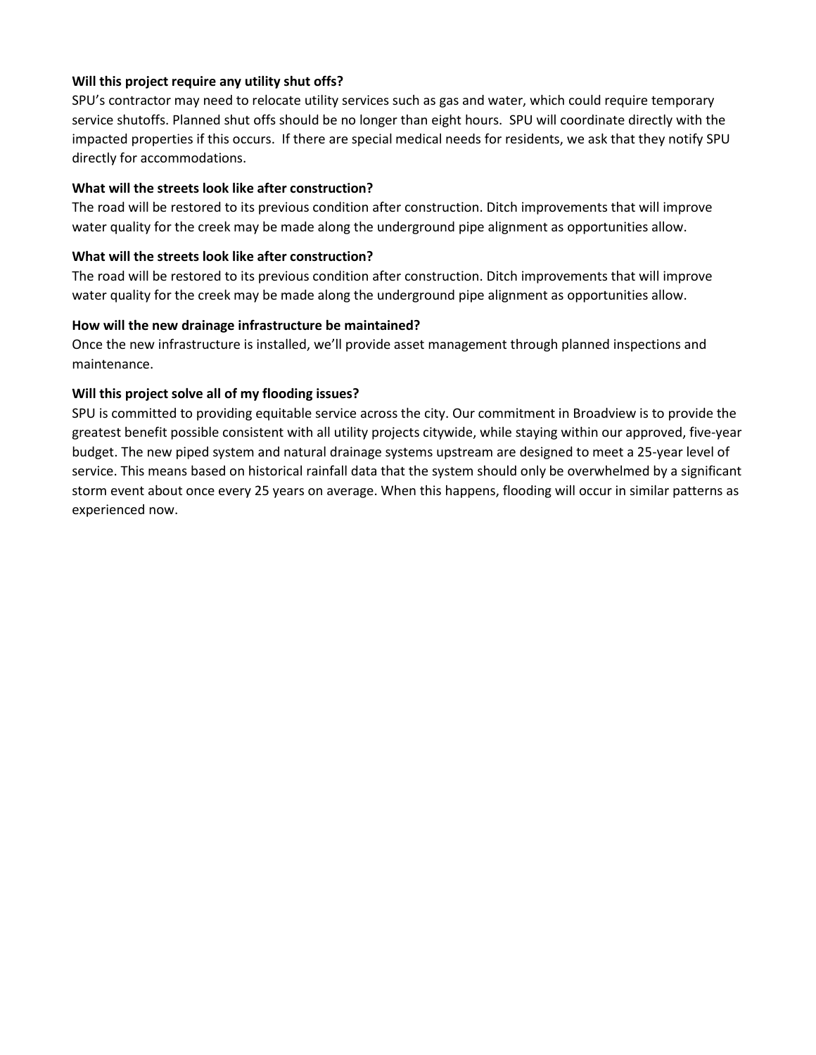**Will this project require any utility shut offs?**

SPU's contractor may need to relocate utility services such as gas and water, which could require temporary service shutoffs. Planned shut offs should be no longer than eight hours. SPU will coordinate directly with the impacted properties if this occurs. If there are special medical needs for residents, we ask that they notify SPU directly for accommodations.

**What will the streets look like after construction?**

The road will be restored to its previous condition after construction. Ditch improvements that will improve water quality for the creek may be made along the underground pipe alignment as opportunities allow.

**What will the streets look like after construction?**

The road will be restored to its previous condition after construction. Ditch improvements that will improve water quality for the creek may be made along the underground pipe alignment as opportunities allow.

**How will the new drainage infrastructure be maintained?**

Once the new infrastructure is installed, we'll provide asset management through planned inspections and maintenance.

**Will this project solve all of my flooding issues?**

SPU is committed to providing equitable service across the city. Our commitment in Broadview is to provide the greatest benefit possible consistent with all utility projects citywide, while staying within our approved, five-year budget. The new piped system and natural drainage systems upstream are designed to meet a 25-year level of service. This means based on historical rainfall data that the system should only be overwhelmed by a significant storm event about once every 25 years on average. When this happens, flooding will occur in similar patterns as experienced now.